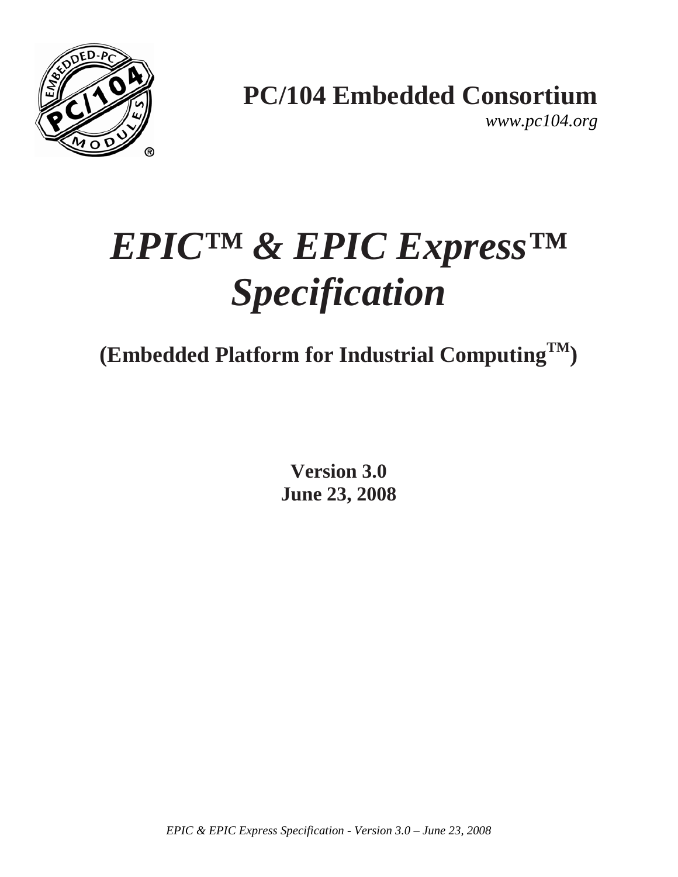**PC/104 Embedded Consortium**

*www.pc104.org*

# *EPIC™ & EPIC Express™ Specification*

## (Embedded Platform for Industrial Computing™)

**Version 3.0**
**June 23, 2008**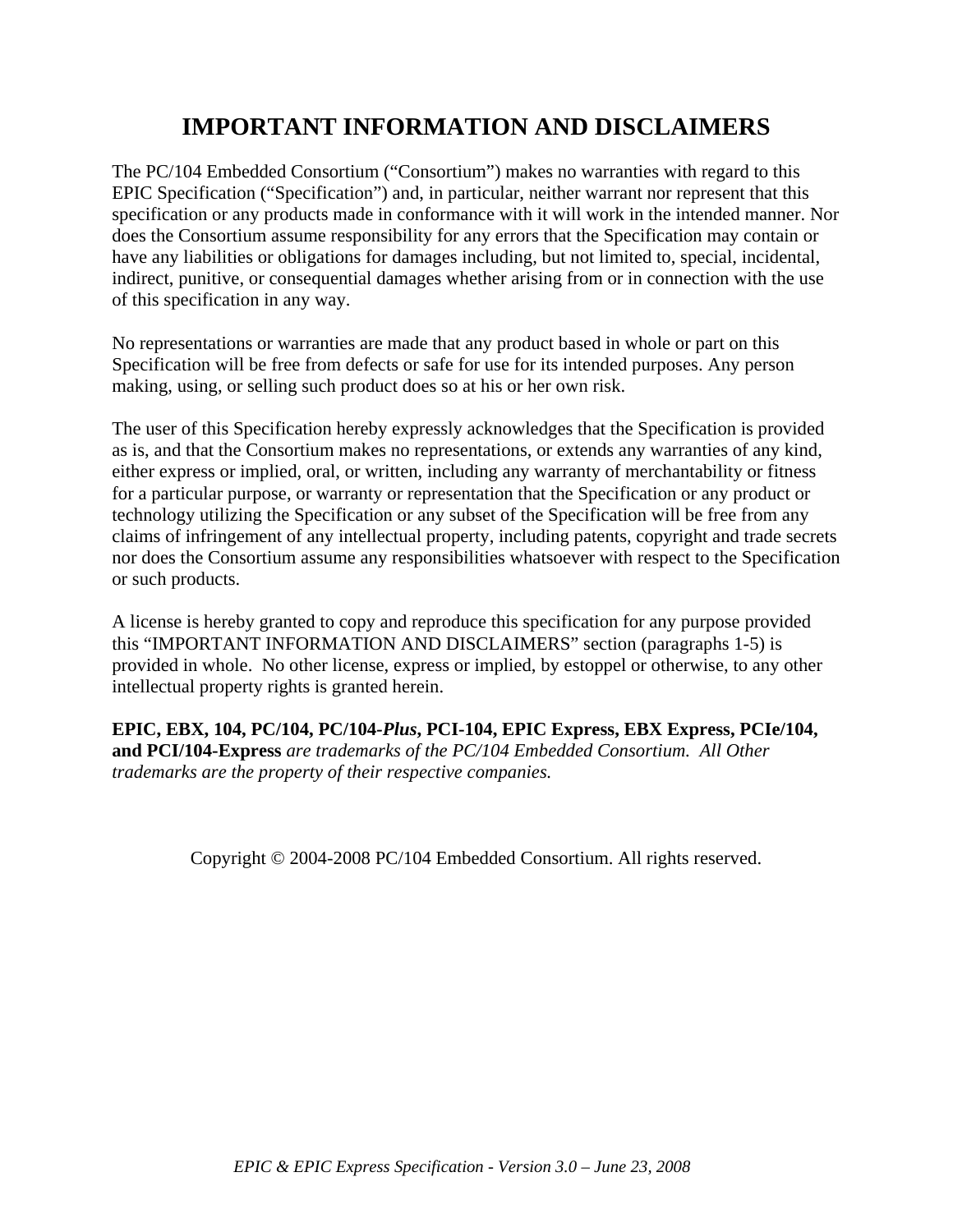# IMPORTANT INFORMATION AND DISCLAIMERS

The PC/104 Embedded Consortium ("Consortium") makes no warranties with regard to this EPIC Specification ("Specification") and, in particular, neither warrant nor represent that this specification or any products made in conformance with it will work in the intended manner. Nor does the Consortium assume responsibility for any errors that the Specification may contain or have any liabilities or obligations for damages including, but not limited to, special, incidental, indirect, punitive, or consequential damages whether arising from or in connection with the use of this specification in any way.

No representations or warranties are made that any product based in whole or part on this Specification will be free from defects or safe for use for its intended purposes. Any person making, using, or selling such product does so at his or her own risk.

The user of this Specification hereby expressly acknowledges that the Specification is provided as is, and that the Consortium makes no representations, or extends any warranties of any kind, either express or implied, oral, or written, including any warranty of merchantability or fitness for a particular purpose, or warranty or representation that the Specification or any product or technology utilizing the Specification or any subset of the Specification will be free from any claims of infringement of any intellectual property, including patents, copyright and trade secrets nor does the Consortium assume any responsibilities whatsoever with respect to the Specification or such products.

A license is hereby granted to copy and reproduce this specification for any purpose provided this "IMPORTANT INFORMATION AND DISCLAIMERS" section (paragraphs 1-5) is provided in whole. No other license, express or implied, by estoppel or otherwise, to any other intellectual property rights is granted herein.

**EPIC, EBX, 104, PC/104, PC/104-*Plus*, PCI-104, EPIC Express, EBX Express, PCIe/104, and PCI/104-Express** *are trademarks of the PC/104 Embedded Consortium. All Other trademarks are the property of their respective companies.*

Copyright © 2004-2008 PC/104 Embedded Consortium. All rights reserved.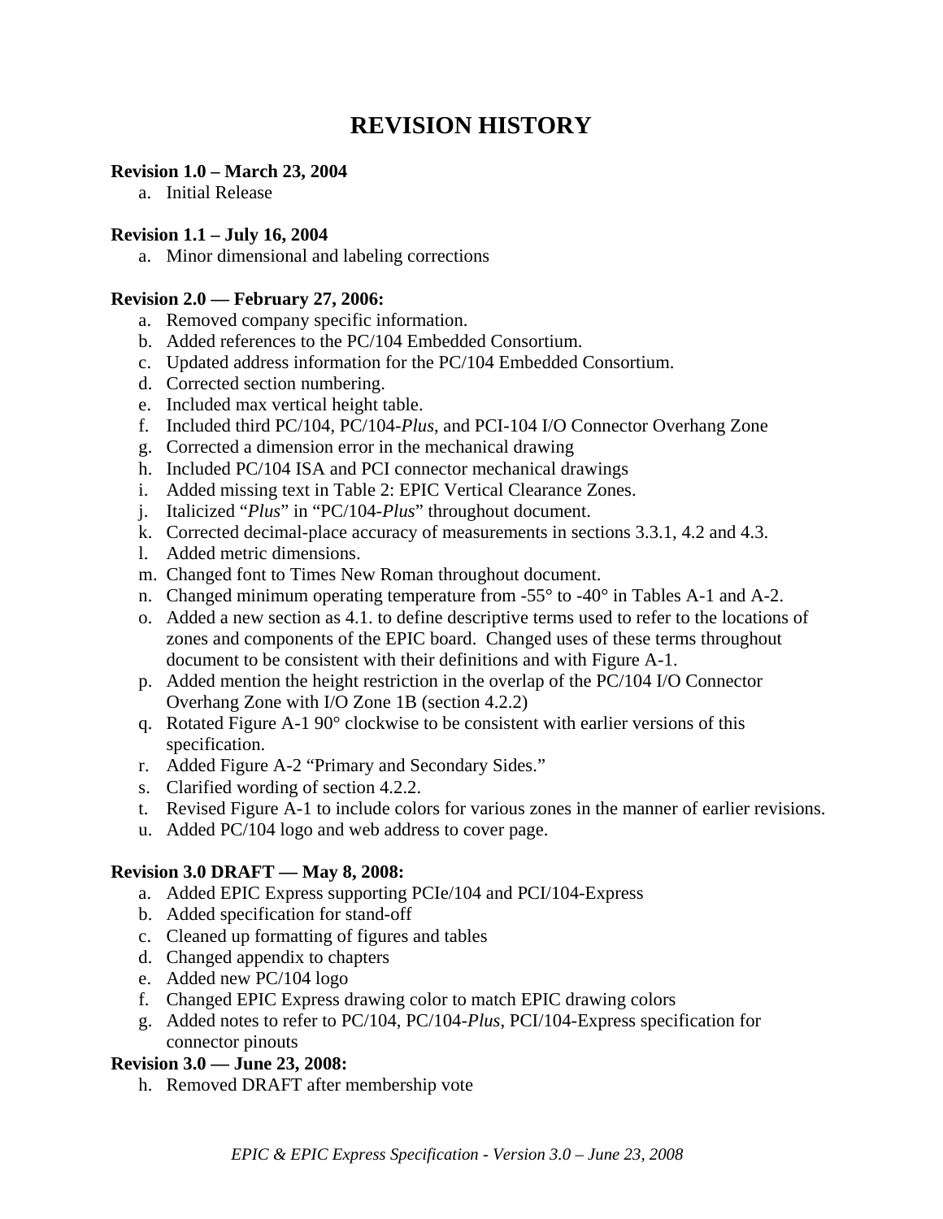# REVISION HISTORY

**Revision 1.0 – March 23, 2004**

a. Initial Release

**Revision 1.1 – July 16, 2004**

a. Minor dimensional and labeling corrections

**Revision 2.0 — February 27, 2006:**

a. Removed company specific information.
b. Added references to the PC/104 Embedded Consortium.
c. Updated address information for the PC/104 Embedded Consortium.
d. Corrected section numbering.
e. Included max vertical height table.
f. Included third PC/104, PC/104-*Plus*, and PCI-104 I/O Connector Overhang Zone
g. Corrected a dimension error in the mechanical drawing
h. Included PC/104 ISA and PCI connector mechanical drawings
i. Added missing text in Table 2: EPIC Vertical Clearance Zones.
j. Italicized "*Plus*" in "PC/104-*Plus*" throughout document.
k. Corrected decimal-place accuracy of measurements in sections 3.3.1, 4.2 and 4.3.
l. Added metric dimensions.
m. Changed font to Times New Roman throughout document.
n. Changed minimum operating temperature from -55° to -40° in Tables A-1 and A-2.
o. Added a new section as 4.1. to define descriptive terms used to refer to the locations of zones and components of the EPIC board. Changed uses of these terms throughout document to be consistent with their definitions and with Figure A-1.
p. Added mention the height restriction in the overlap of the PC/104 I/O Connector Overhang Zone with I/O Zone 1B (section 4.2.2)
q. Rotated Figure A-1 90° clockwise to be consistent with earlier versions of this specification.
r. Added Figure A-2 "Primary and Secondary Sides."
s. Clarified wording of section 4.2.2.
t. Revised Figure A-1 to include colors for various zones in the manner of earlier revisions.
u. Added PC/104 logo and web address to cover page.

**Revision 3.0 DRAFT — May 8, 2008:**

a. Added EPIC Express supporting PCIe/104 and PCI/104-Express
b. Added specification for stand-off
c. Cleaned up formatting of figures and tables
d. Changed appendix to chapters
e. Added new PC/104 logo
f. Changed EPIC Express drawing color to match EPIC drawing colors
g. Added notes to refer to PC/104, PC/104-*Plus*, PCI/104-Express specification for connector pinouts

**Revision 3.0 — June 23, 2008:**

h. Removed DRAFT after membership vote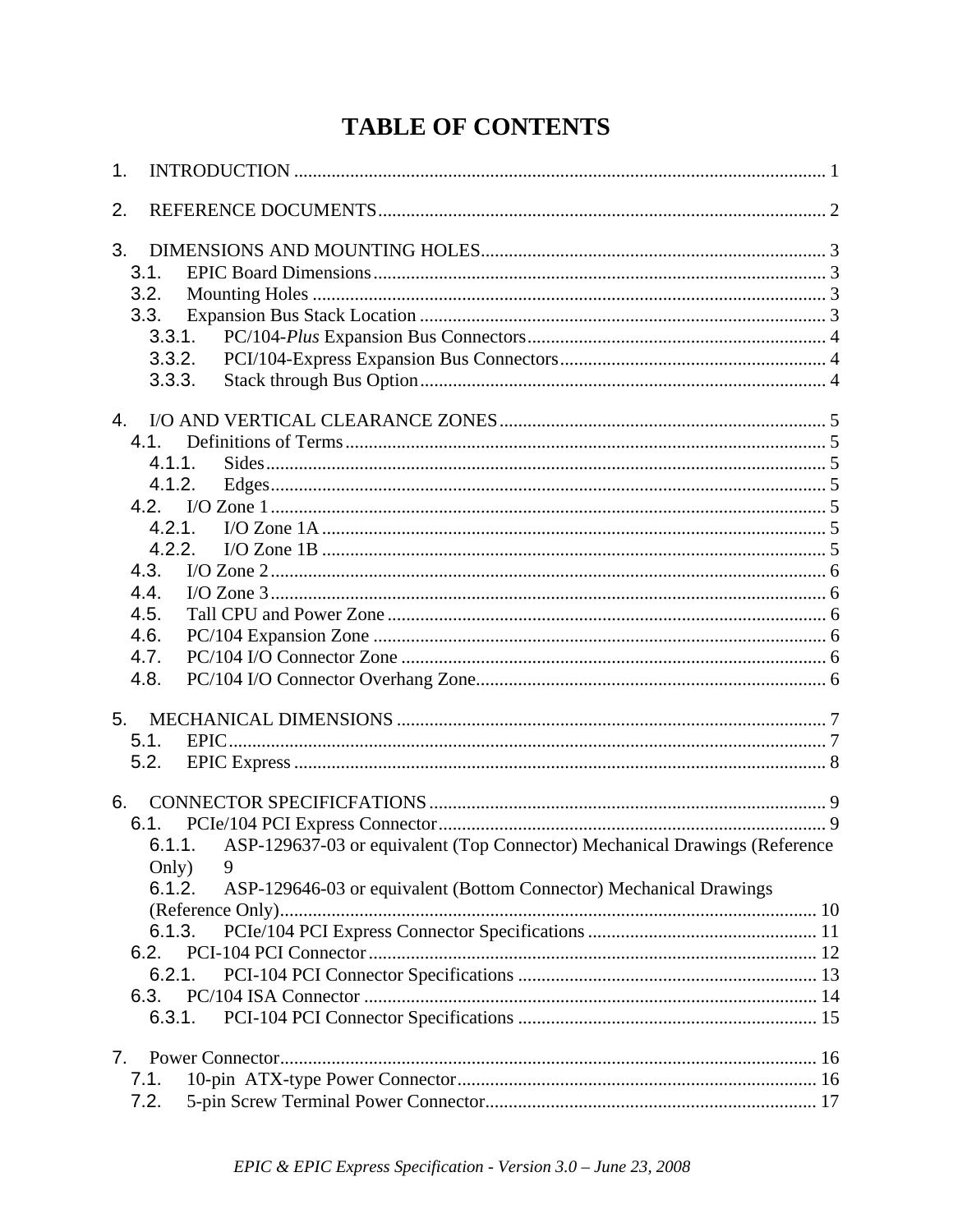# TABLE OF CONTENTS

1. INTRODUCTION ........................................................................................................ 1

2. REFERENCE DOCUMENTS ........................................................................................ 2

3. DIMENSIONS AND MOUNTING HOLES ........................................................................ 3
   - 3.1. EPIC Board Dimensions ........................................................................ 3
   - 3.2. Mounting Holes ...................................................................................... 3
   - 3.3. Expansion Bus Stack Location ................................................................ 3
     - 3.3.1. PC/104-*Plus* Expansion Bus Connectors ................................................ 4
     - 3.3.2. PCI/104-Express Expansion Bus Connectors ............................................. 4
     - 3.3.3. Stack through Bus Option ................................................................. 4

4. I/O AND VERTICAL CLEARANCE ZONES ........................................................................ 5
   - 4.1. Definitions of Terms ................................................................................ 5
     - 4.1.1. Sides ................................................................................................ 5
     - 4.1.2. Edges ............................................................................................... 5
   - 4.2. I/O Zone 1 ............................................................................................... 5
     - 4.2.1. I/O Zone 1A ...................................................................................... 5
     - 4.2.2. I/O Zone 1B ...................................................................................... 5
   - 4.3. I/O Zone 2 ............................................................................................... 6
   - 4.4. I/O Zone 3 ............................................................................................... 6
   - 4.5. Tall CPU and Power Zone ........................................................................ 6
   - 4.6. PC/104 Expansion Zone .......................................................................... 6
   - 4.7. PC/104 I/O Connector Zone ..................................................................... 6
   - 4.8. PC/104 I/O Connector Overhang Zone ...................................................... 6

5. MECHANICAL DIMENSIONS ........................................................................................ 7
   - 5.1. EPIC ........................................................................................................ 7
   - 5.2. EPIC Express ........................................................................................... 8

6. CONNECTOR SPECIFICFATIONS ................................................................................ 9
   - 6.1. PCIe/104 PCI Express Connector ............................................................. 9
     - 6.1.1. ASP-129637-03 or equivalent (Top Connector) Mechanical Drawings (Reference Only) 9
     - 6.1.2. ASP-129646-03 or equivalent (Bottom Connector) Mechanical Drawings (Reference Only) ........................................................................................... 10
     - 6.1.3. PCIe/104 PCI Express Connector Specifications ..................................... 11
   - 6.2. PCI-104 PCI Connector ........................................................................... 12
     - 6.2.1. PCI-104 PCI Connector Specifications ................................................... 13
   - 6.3. PC/104 ISA Connector ............................................................................. 14
     - 6.3.1. PCI-104 PCI Connector Specifications ................................................... 15

7. Power Connector ........................................................................................................ 16
   - 7.1. 10-pin ATX-type Power Connector ............................................................ 16
   - 7.2. 5-pin Screw Terminal Power Connector .................................................... 17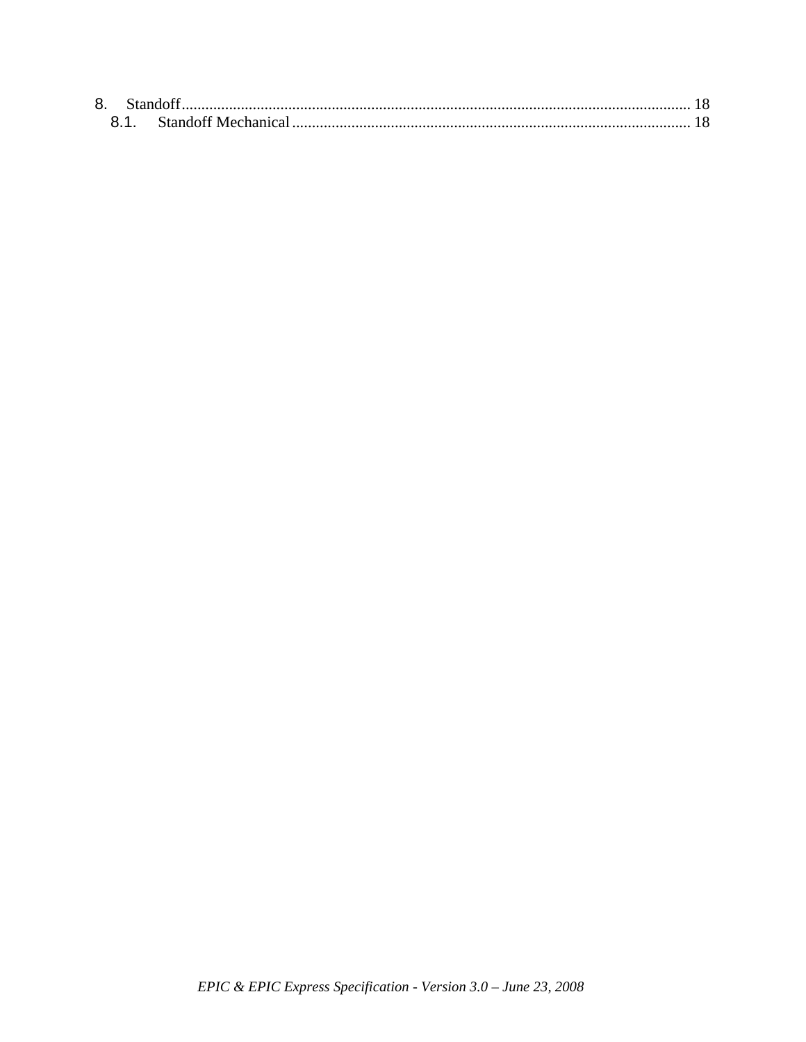8. Standoff ........................................................................................................................ 18

8.1. Standoff Mechanical ..................................................................................................... 18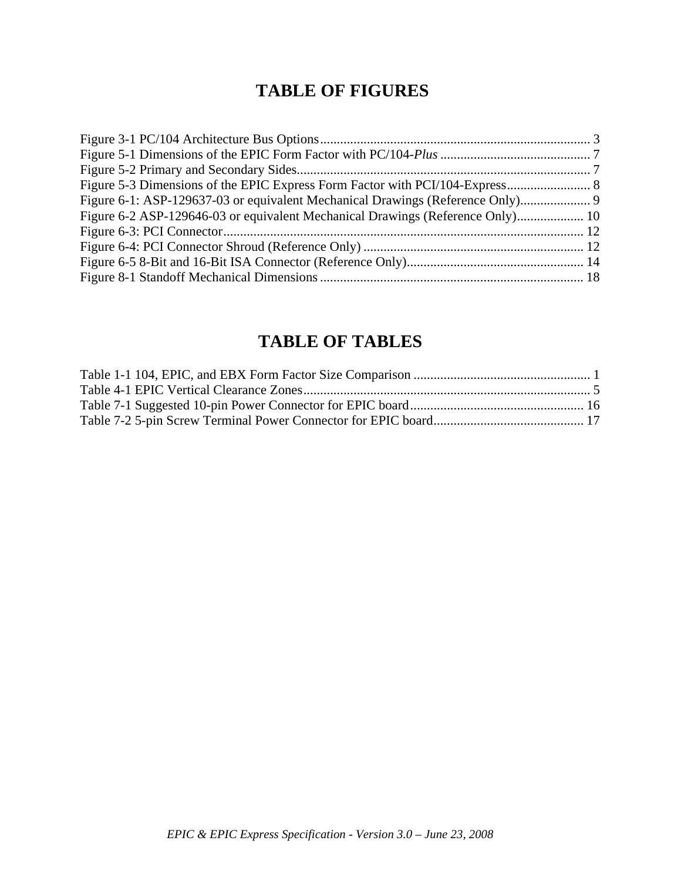# TABLE OF FIGURES

Figure 3-1 PC/104 Architecture Bus Options ................................................................................. 3
Figure 5-1 Dimensions of the EPIC Form Factor with PC/104-*Plus* ............................................. 7
Figure 5-2 Primary and Secondary Sides........................................................................................ 7
Figure 5-3 Dimensions of the EPIC Express Form Factor with PCI/104-Express......................... 8
Figure 6-1: ASP-129637-03 or equivalent Mechanical Drawings (Reference Only)..................... 9
Figure 6-2 ASP-129646-03 or equivalent Mechanical Drawings (Reference Only).................... 10
Figure 6-3: PCI Connector............................................................................................................ 12
Figure 6-4: PCI Connector Shroud (Reference Only) .................................................................. 12
Figure 6-5 8-Bit and 16-Bit ISA Connector (Reference Only)..................................................... 14
Figure 8-1 Standoff Mechanical Dimensions ............................................................................... 18

# TABLE OF TABLES

Table 1-1 104, EPIC, and EBX Form Factor Size Comparison ...................................................... 1
Table 4-1 EPIC Vertical Clearance Zones...................................................................................... 5
Table 7-1 Suggested 10-pin Power Connector for EPIC board.................................................... 16
Table 7-2 5-pin Screw Terminal Power Connector for EPIC board............................................. 17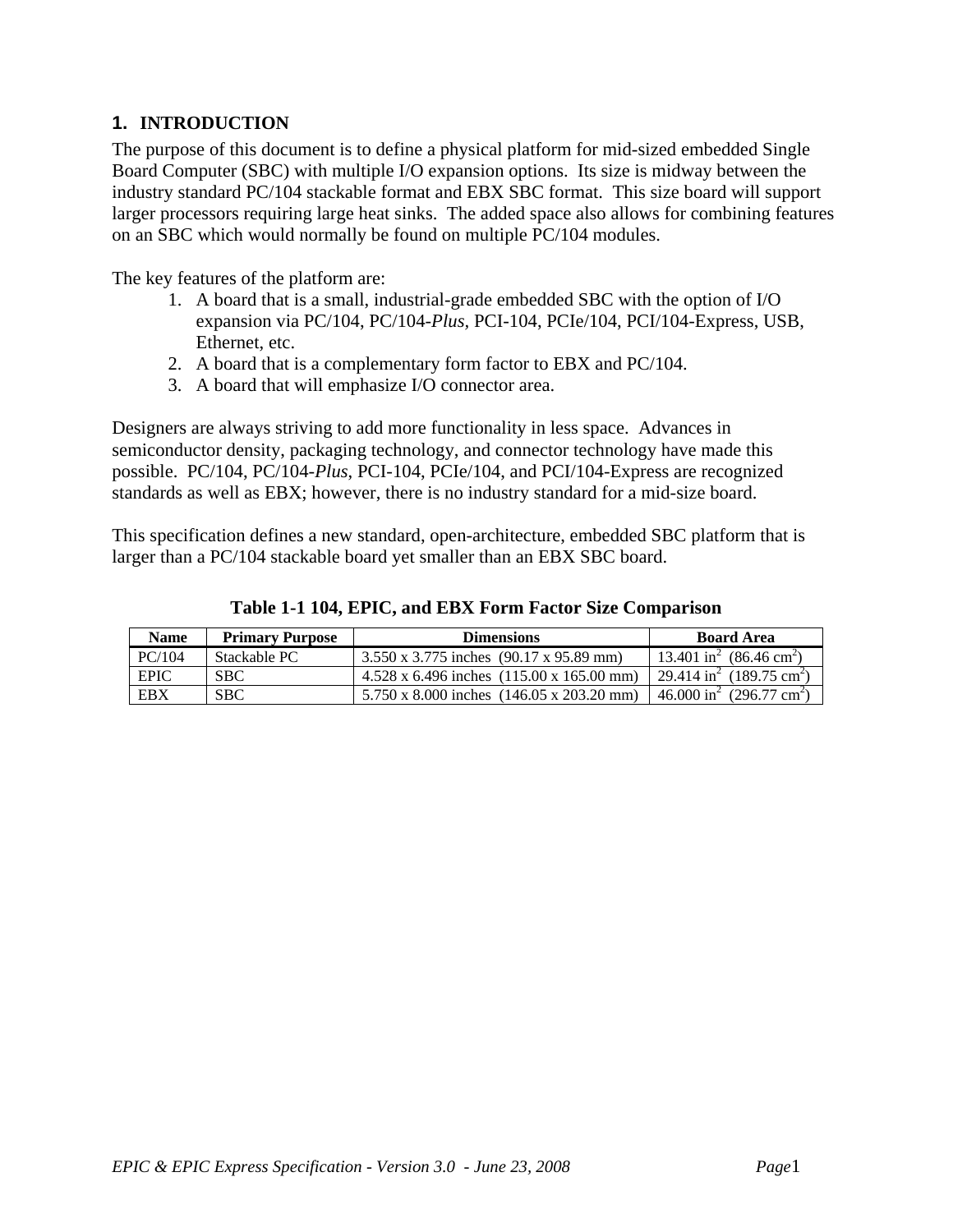# 1. INTRODUCTION

The purpose of this document is to define a physical platform for mid-sized embedded Single Board Computer (SBC) with multiple I/O expansion options. Its size is midway between the industry standard PC/104 stackable format and EBX SBC format. This size board will support larger processors requiring large heat sinks. The added space also allows for combining features on an SBC which would normally be found on multiple PC/104 modules.

The key features of the platform are:

1. A board that is a small, industrial-grade embedded SBC with the option of I/O expansion via PC/104, PC/104-*Plus*, PCI-104, PCIe/104, PCI/104-Express, USB, Ethernet, etc.
2. A board that is a complementary form factor to EBX and PC/104.
3. A board that will emphasize I/O connector area.

Designers are always striving to add more functionality in less space. Advances in semiconductor density, packaging technology, and connector technology have made this possible. PC/104, PC/104-*Plus*, PCI-104, PCIe/104, and PCI/104-Express are recognized standards as well as EBX; however, there is no industry standard for a mid-size board.

This specification defines a new standard, open-architecture, embedded SBC platform that is larger than a PC/104 stackable board yet smaller than an EBX SBC board.

**Table 1-1 104, EPIC, and EBX Form Factor Size Comparison**

| Name | Primary Purpose | Dimensions | Board Area |
|---|---|---|---|
| PC/104 | Stackable PC | 3.550 x 3.775 inches (90.17 x 95.89 mm) | 13.401 $in^2$ (86.46 $cm^2$) |
| EPIC | SBC | 4.528 x 6.496 inches (115.00 x 165.00 mm) | 29.414 $in^2$ (189.75 $cm^2$) |
| EBX | SBC | 5.750 x 8.000 inches (146.05 x 203.20 mm) | 46.000 $in^2$ (296.77 $cm^2$) |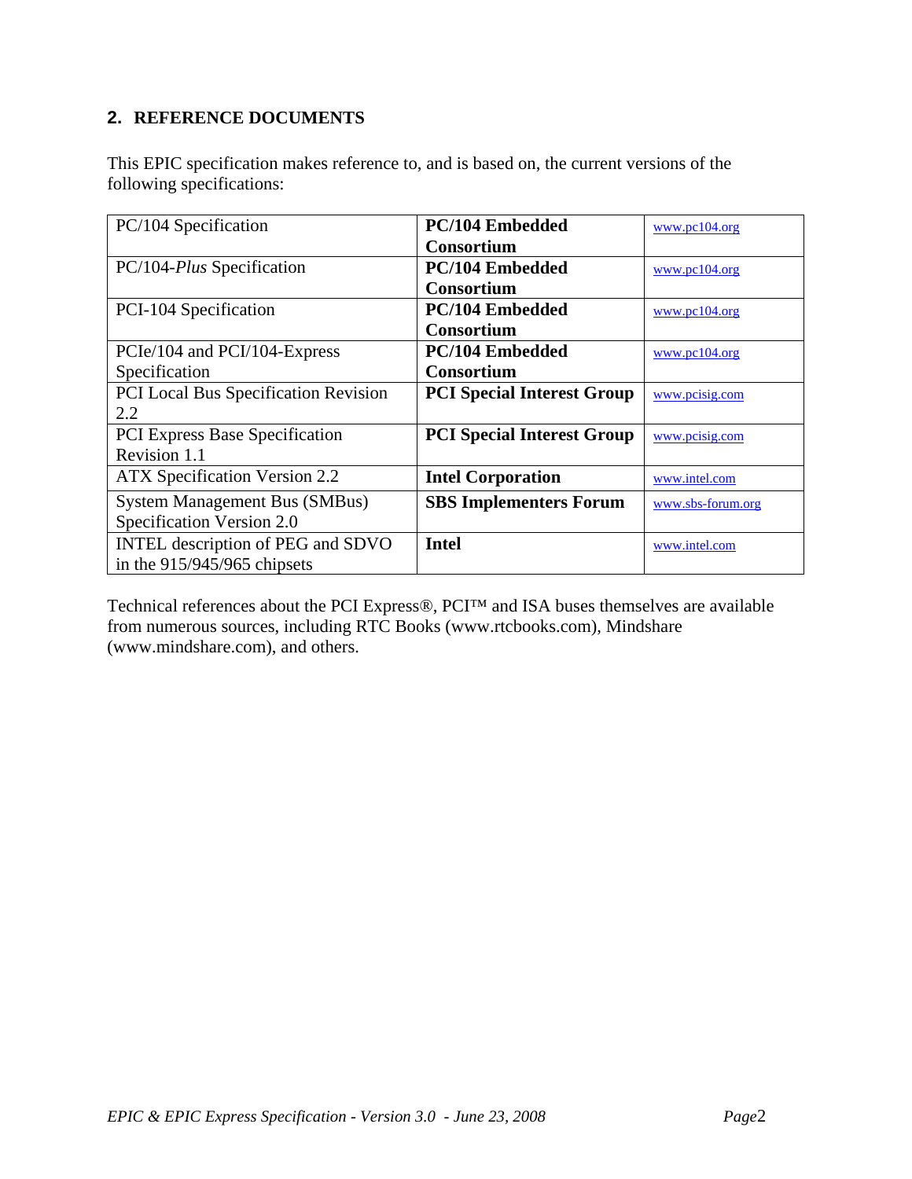## 2. REFERENCE DOCUMENTS

This EPIC specification makes reference to, and is based on, the current versions of the following specifications:

| | | |
|---|---|---|
| PC/104 Specification | **PC/104 Embedded Consortium** | www.pc104.org |
| PC/104-*Plus* Specification | **PC/104 Embedded Consortium** | www.pc104.org |
| PCI-104 Specification | **PC/104 Embedded Consortium** | www.pc104.org |
| PCIe/104 and PCI/104-Express Specification | **PC/104 Embedded Consortium** | www.pc104.org |
| PCI Local Bus Specification Revision 2.2 | **PCI Special Interest Group** | www.pcisig.com |
| PCI Express Base Specification Revision 1.1 | **PCI Special Interest Group** | www.pcisig.com |
| ATX Specification Version 2.2 | **Intel Corporation** | www.intel.com |
| System Management Bus (SMBus) Specification Version 2.0 | **SBS Implementers Forum** | www.sbs-forum.org |
| INTEL description of PEG and SDVO in the 915/945/965 chipsets | **Intel** | www.intel.com |

Technical references about the PCI Express®, PCI™ and ISA buses themselves are available from numerous sources, including RTC Books (www.rtcbooks.com), Mindshare (www.mindshare.com), and others.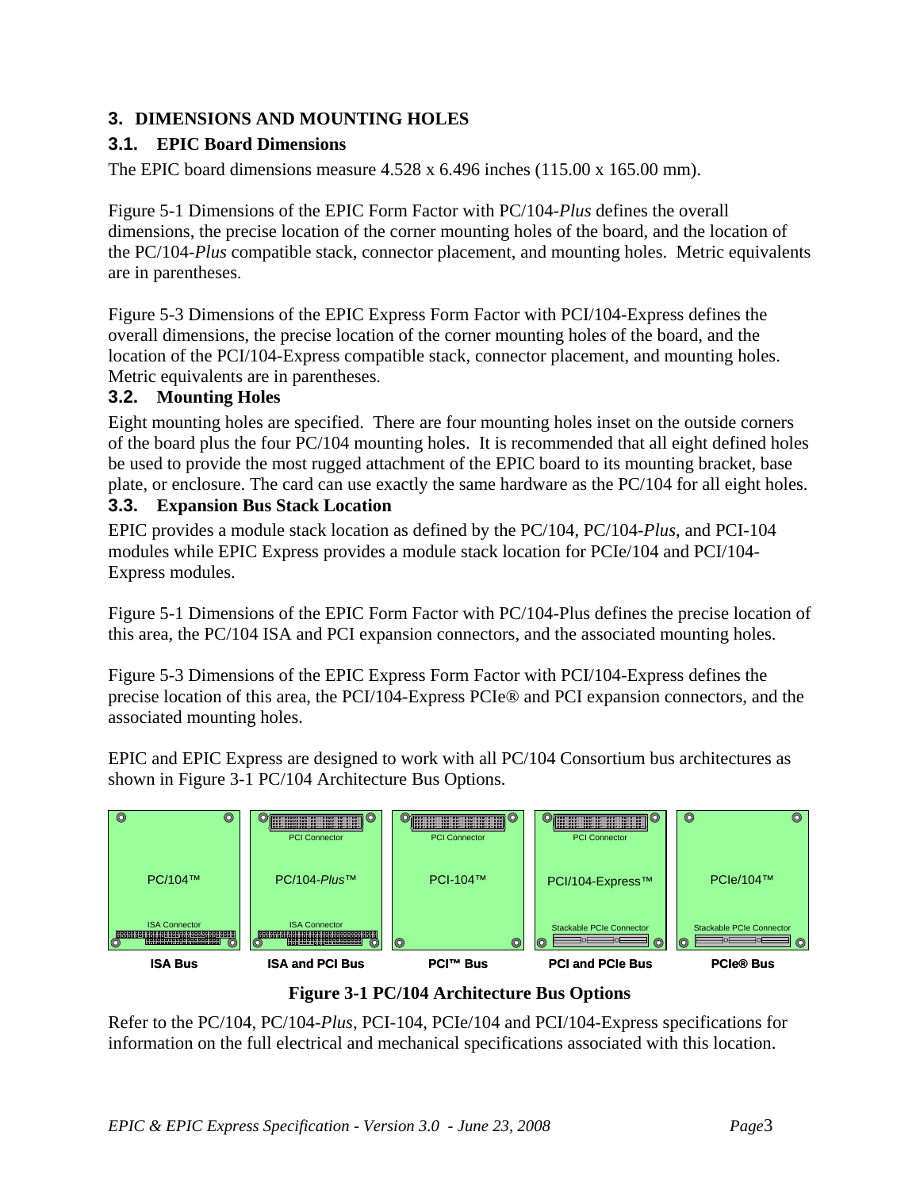# 3. DIMENSIONS AND MOUNTING HOLES

## 3.1. EPIC Board Dimensions

The EPIC board dimensions measure 4.528 x 6.496 inches (115.00 x 165.00 mm).

Figure 5-1 Dimensions of the EPIC Form Factor with PC/104-*Plus* defines the overall dimensions, the precise location of the corner mounting holes of the board, and the location of the PC/104-*Plus* compatible stack, connector placement, and mounting holes. Metric equivalents are in parentheses.

Figure 5-3 Dimensions of the EPIC Express Form Factor with PCI/104-Express defines the overall dimensions, the precise location of the corner mounting holes of the board, and the location of the PCI/104-Express compatible stack, connector placement, and mounting holes. Metric equivalents are in parentheses.

## 3.2. Mounting Holes

Eight mounting holes are specified. There are four mounting holes inset on the outside corners of the board plus the four PC/104 mounting holes. It is recommended that all eight defined holes be used to provide the most rugged attachment of the EPIC board to its mounting bracket, base plate, or enclosure. The card can use exactly the same hardware as the PC/104 for all eight holes.

## 3.3. Expansion Bus Stack Location

EPIC provides a module stack location as defined by the PC/104, PC/104-*Plus*, and PCI-104 modules while EPIC Express provides a module stack location for PCIe/104 and PCI/104-Express modules.

Figure 5-1 Dimensions of the EPIC Form Factor with PC/104-Plus defines the precise location of this area, the PC/104 ISA and PCI expansion connectors, and the associated mounting holes.

Figure 5-3 Dimensions of the EPIC Express Form Factor with PCI/104-Express defines the precise location of this area, the PCI/104-Express PCIe® and PCI expansion connectors, and the associated mounting holes.

EPIC and EPIC Express are designed to work with all PC/104 Consortium bus architectures as shown in Figure 3-1 PC/104 Architecture Bus Options.

| PC/104™ | PC/104-*Plus*™ | PCI-104™ | PCI/104-Express™ | PCIe/104™ |
|---|---|---|---|---|
| ISA Connector | PCI Connector, ISA Connector | PCI Connector | PCI Connector, Stackable PCIe Connector | Stackable PCIe Connector |
| **ISA Bus** | **ISA and PCI Bus** | **PCI™ Bus** | **PCI and PCIe Bus** | **PCIe® Bus** |

**Figure 3-1 PC/104 Architecture Bus Options**

Refer to the PC/104, PC/104-*Plus*, PCI-104, PCIe/104 and PCI/104-Express specifications for information on the full electrical and mechanical specifications associated with this location.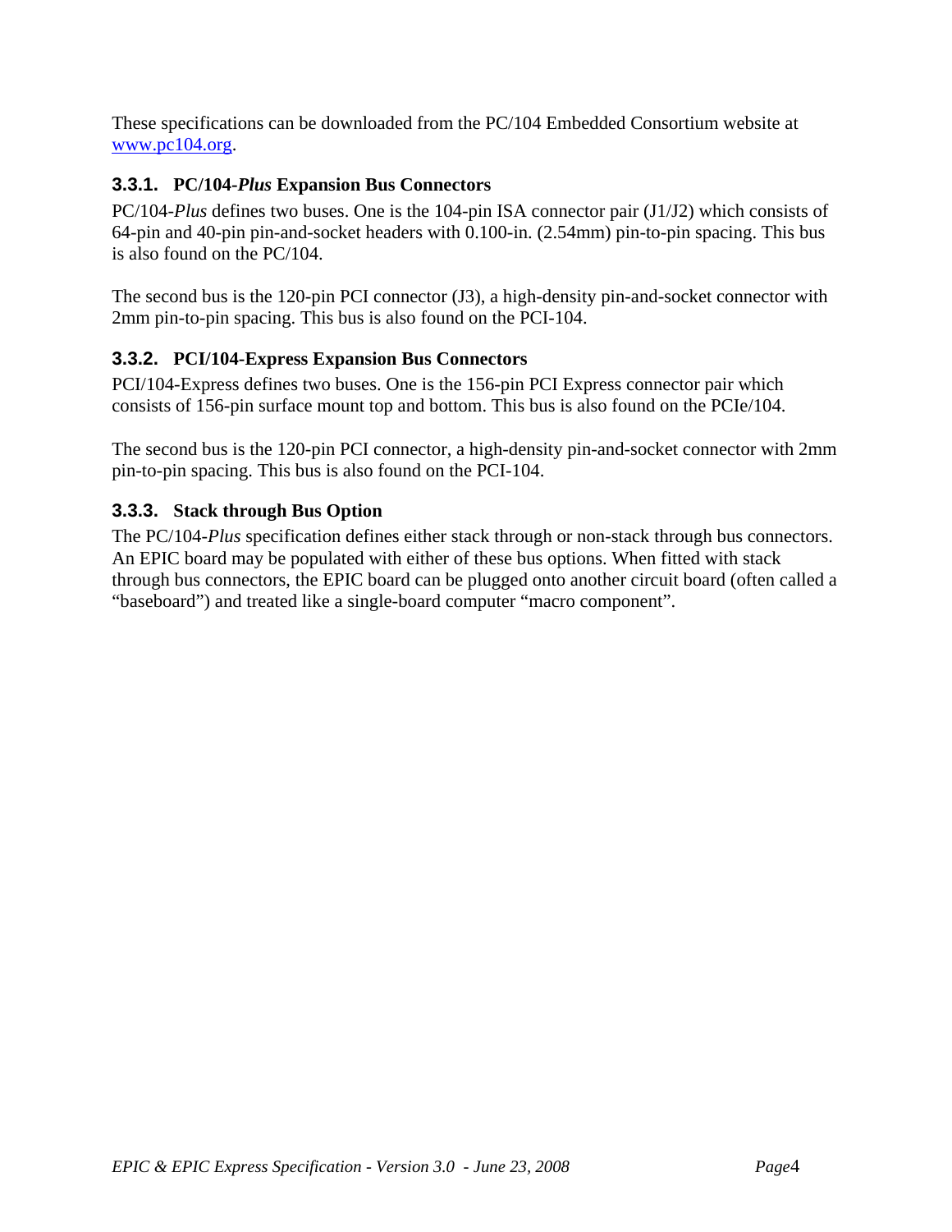These specifications can be downloaded from the PC/104 Embedded Consortium website at www.pc104.org.

### 3.3.1. PC/104-*Plus* Expansion Bus Connectors

PC/104-*Plus* defines two buses. One is the 104-pin ISA connector pair (J1/J2) which consists of 64-pin and 40-pin pin-and-socket headers with 0.100-in. (2.54mm) pin-to-pin spacing. This bus is also found on the PC/104.

The second bus is the 120-pin PCI connector (J3), a high-density pin-and-socket connector with 2mm pin-to-pin spacing. This bus is also found on the PCI-104.

### 3.3.2. PCI/104-Express Expansion Bus Connectors

PCI/104-Express defines two buses. One is the 156-pin PCI Express connector pair which consists of 156-pin surface mount top and bottom. This bus is also found on the PCIe/104.

The second bus is the 120-pin PCI connector, a high-density pin-and-socket connector with 2mm pin-to-pin spacing. This bus is also found on the PCI-104.

### 3.3.3. Stack through Bus Option

The PC/104-*Plus* specification defines either stack through or non-stack through bus connectors. An EPIC board may be populated with either of these bus options. When fitted with stack through bus connectors, the EPIC board can be plugged onto another circuit board (often called a "baseboard") and treated like a single-board computer "macro component".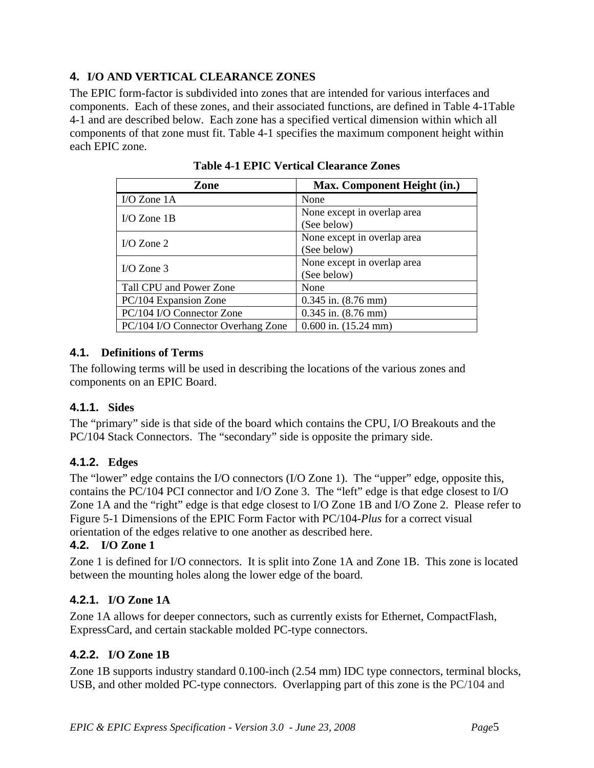# 4. I/O AND VERTICAL CLEARANCE ZONES

The EPIC form-factor is subdivided into zones that are intended for various interfaces and components. Each of these zones, and their associated functions, are defined in Table 4-1Table 4-1 and are described below. Each zone has a specified vertical dimension within which all components of that zone must fit. Table 4-1 specifies the maximum component height within each EPIC zone.

**Table 4-1 EPIC Vertical Clearance Zones**

| Zone | Max. Component Height (in.) |
|---|---|
| I/O Zone 1A | None |
| I/O Zone 1B | None except in overlap area (See below) |
| I/O Zone 2 | None except in overlap area (See below) |
| I/O Zone 3 | None except in overlap area (See below) |
| Tall CPU and Power Zone | None |
| PC/104 Expansion Zone | 0.345 in. (8.76 mm) |
| PC/104 I/O Connector Zone | 0.345 in. (8.76 mm) |
| PC/104 I/O Connector Overhang Zone | 0.600 in. (15.24 mm) |

## 4.1. Definitions of Terms

The following terms will be used in describing the locations of the various zones and components on an EPIC Board.

### 4.1.1. Sides

The "primary" side is that side of the board which contains the CPU, I/O Breakouts and the PC/104 Stack Connectors. The "secondary" side is opposite the primary side.

### 4.1.2. Edges

The "lower" edge contains the I/O connectors (I/O Zone 1). The "upper" edge, opposite this, contains the PC/104 PCI connector and I/O Zone 3. The "left" edge is that edge closest to I/O Zone 1A and the "right" edge is that edge closest to I/O Zone 1B and I/O Zone 2. Please refer to Figure 5-1 Dimensions of the EPIC Form Factor with PC/104-*Plus* for a correct visual orientation of the edges relative to one another as described here.

## 4.2. I/O Zone 1

Zone 1 is defined for I/O connectors. It is split into Zone 1A and Zone 1B. This zone is located between the mounting holes along the lower edge of the board.

### 4.2.1. I/O Zone 1A

Zone 1A allows for deeper connectors, such as currently exists for Ethernet, CompactFlash, ExpressCard, and certain stackable molded PC-type connectors.

### 4.2.2. I/O Zone 1B

Zone 1B supports industry standard 0.100-inch (2.54 mm) IDC type connectors, terminal blocks, USB, and other molded PC-type connectors. Overlapping part of this zone is the PC/104 and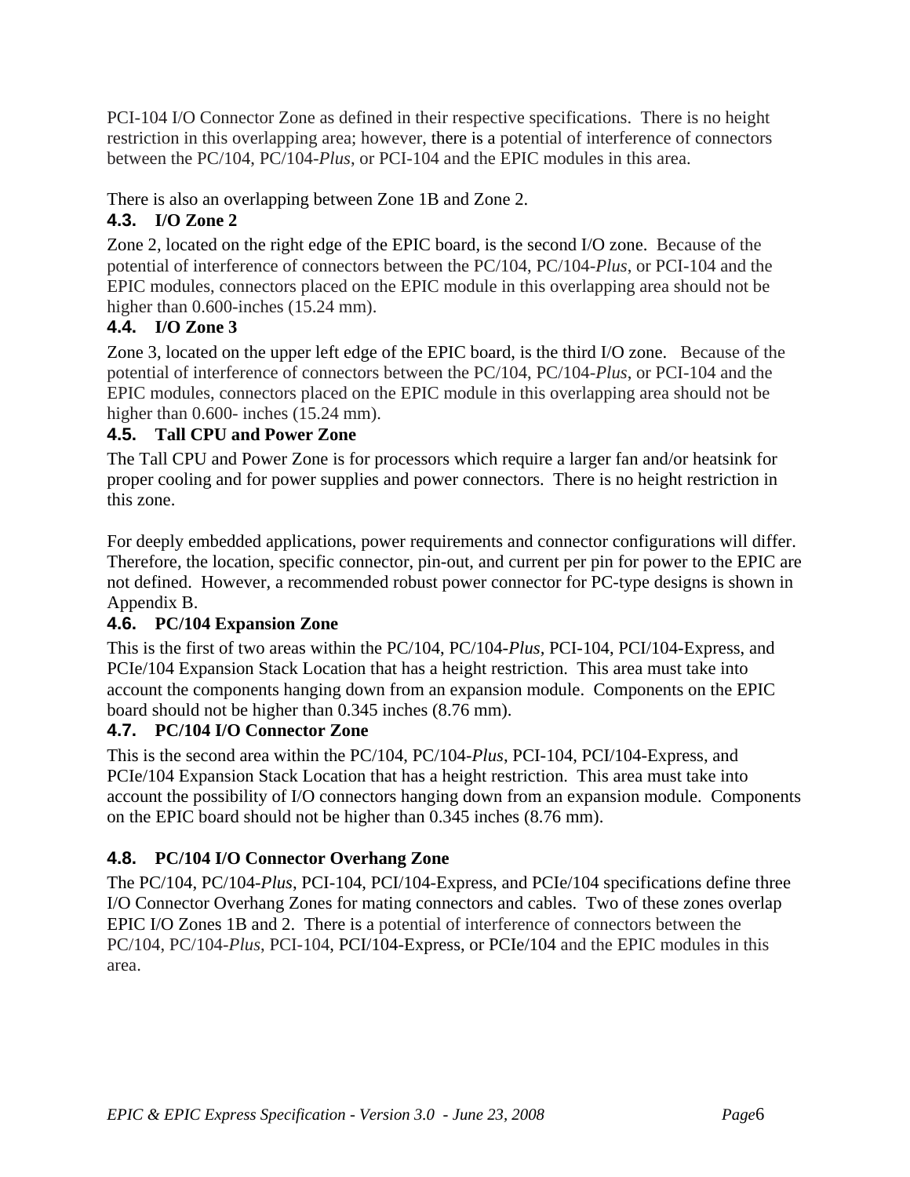PCI-104 I/O Connector Zone as defined in their respective specifications. There is no height restriction in this overlapping area; however, there is a potential of interference of connectors between the PC/104, PC/104-*Plus*, or PCI-104 and the EPIC modules in this area.

There is also an overlapping between Zone 1B and Zone 2.

### 4.3. I/O Zone 2

Zone 2, located on the right edge of the EPIC board, is the second I/O zone. Because of the potential of interference of connectors between the PC/104, PC/104-*Plus*, or PCI-104 and the EPIC modules, connectors placed on the EPIC module in this overlapping area should not be higher than 0.600-inches (15.24 mm).

### 4.4. I/O Zone 3

Zone 3, located on the upper left edge of the EPIC board, is the third I/O zone. Because of the potential of interference of connectors between the PC/104, PC/104-*Plus*, or PCI-104 and the EPIC modules, connectors placed on the EPIC module in this overlapping area should not be higher than 0.600- inches (15.24 mm).

### 4.5. Tall CPU and Power Zone

The Tall CPU and Power Zone is for processors which require a larger fan and/or heatsink for proper cooling and for power supplies and power connectors. There is no height restriction in this zone.

For deeply embedded applications, power requirements and connector configurations will differ. Therefore, the location, specific connector, pin-out, and current per pin for power to the EPIC are not defined. However, a recommended robust power connector for PC-type designs is shown in Appendix B.

### 4.6. PC/104 Expansion Zone

This is the first of two areas within the PC/104, PC/104-*Plus*, PCI-104, PCI/104-Express, and PCIe/104 Expansion Stack Location that has a height restriction. This area must take into account the components hanging down from an expansion module. Components on the EPIC board should not be higher than 0.345 inches (8.76 mm).

### 4.7. PC/104 I/O Connector Zone

This is the second area within the PC/104, PC/104-*Plus*, PCI-104, PCI/104-Express, and PCIe/104 Expansion Stack Location that has a height restriction. This area must take into account the possibility of I/O connectors hanging down from an expansion module. Components on the EPIC board should not be higher than 0.345 inches (8.76 mm).

### 4.8. PC/104 I/O Connector Overhang Zone

The PC/104, PC/104-*Plus*, PCI-104, PCI/104-Express, and PCIe/104 specifications define three I/O Connector Overhang Zones for mating connectors and cables. Two of these zones overlap EPIC I/O Zones 1B and 2. There is a potential of interference of connectors between the PC/104, PC/104-*Plus*, PCI-104, PCI/104-Express, or PCIe/104 and the EPIC modules in this area.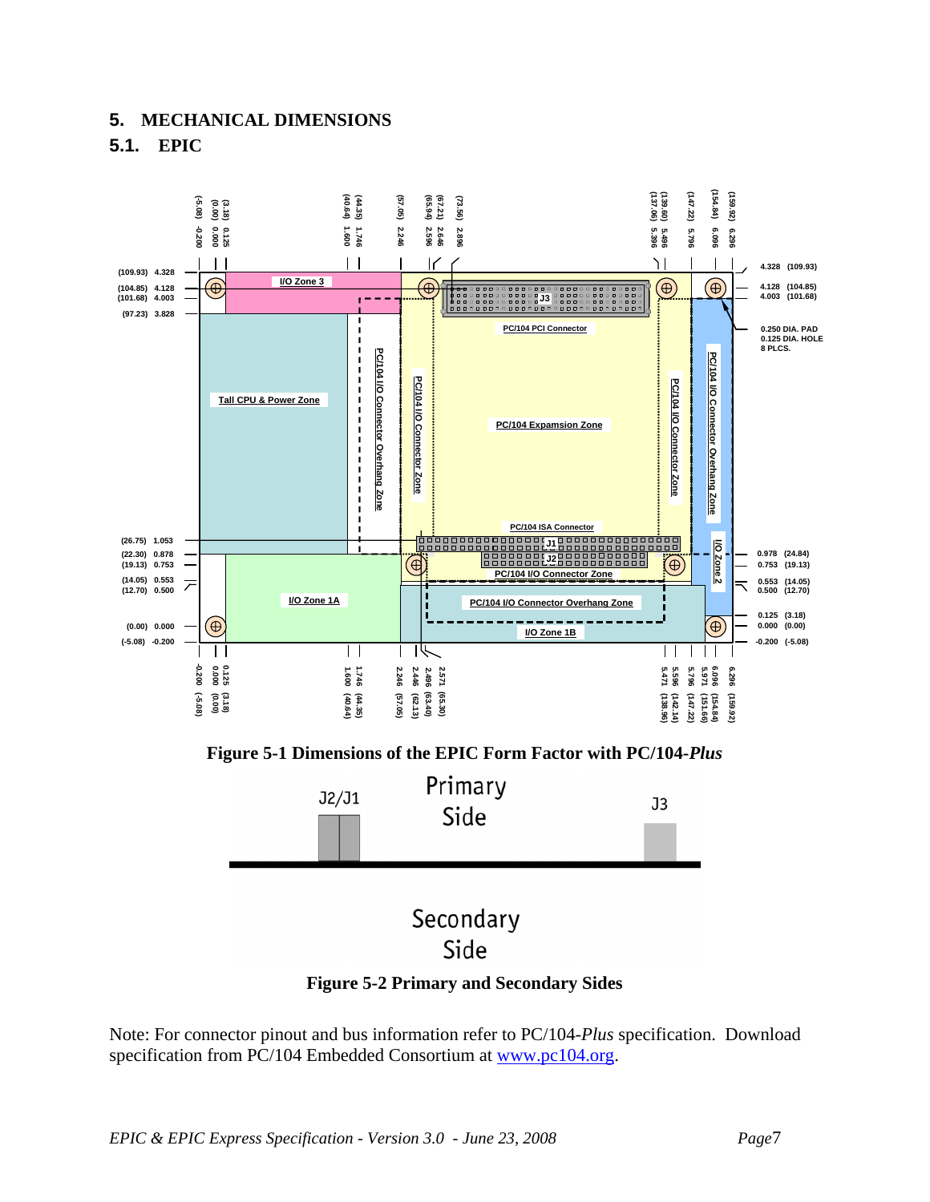# 5. MECHANICAL DIMENSIONS

## 5.1. EPIC

**Figure 5-1 Dimensions of the EPIC Form Factor with PC/104-*Plus***

**Figure 5-2 Primary and Secondary Sides**

Note: For connector pinout and bus information refer to PC/104-*Plus* specification. Download specification from PC/104 Embedded Consortium at [www.pc104.org](http://www.pc104.org).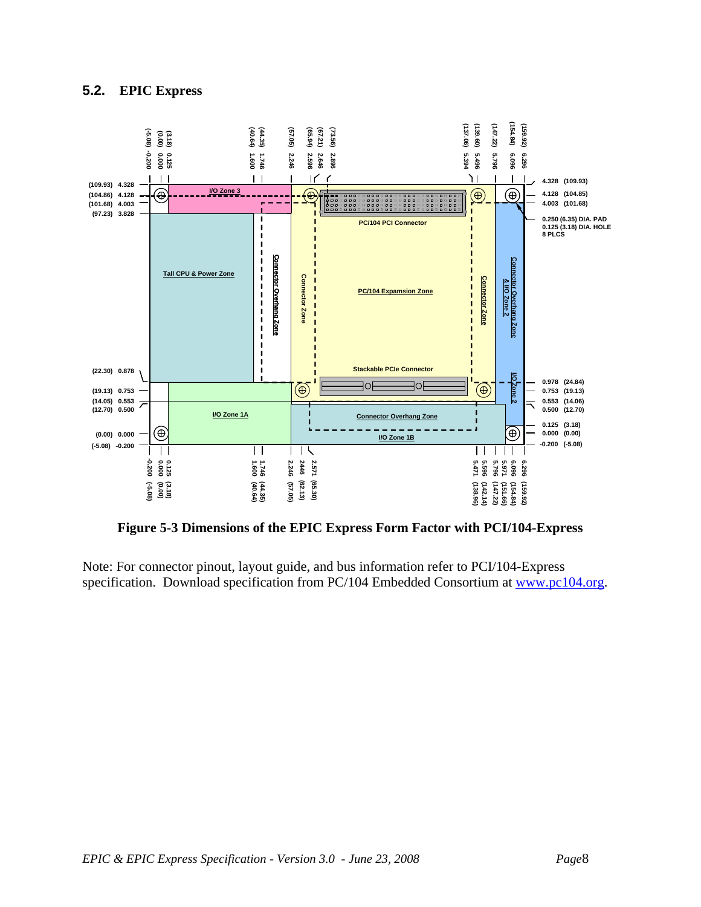## 5.2. EPIC Express

Figure 5-3 Dimensions of the EPIC Express Form Factor with PCI/104-Express

Note: For connector pinout, layout guide, and bus information refer to PCI/104-Express specification. Download specification from PC/104 Embedded Consortium at www.pc104.org.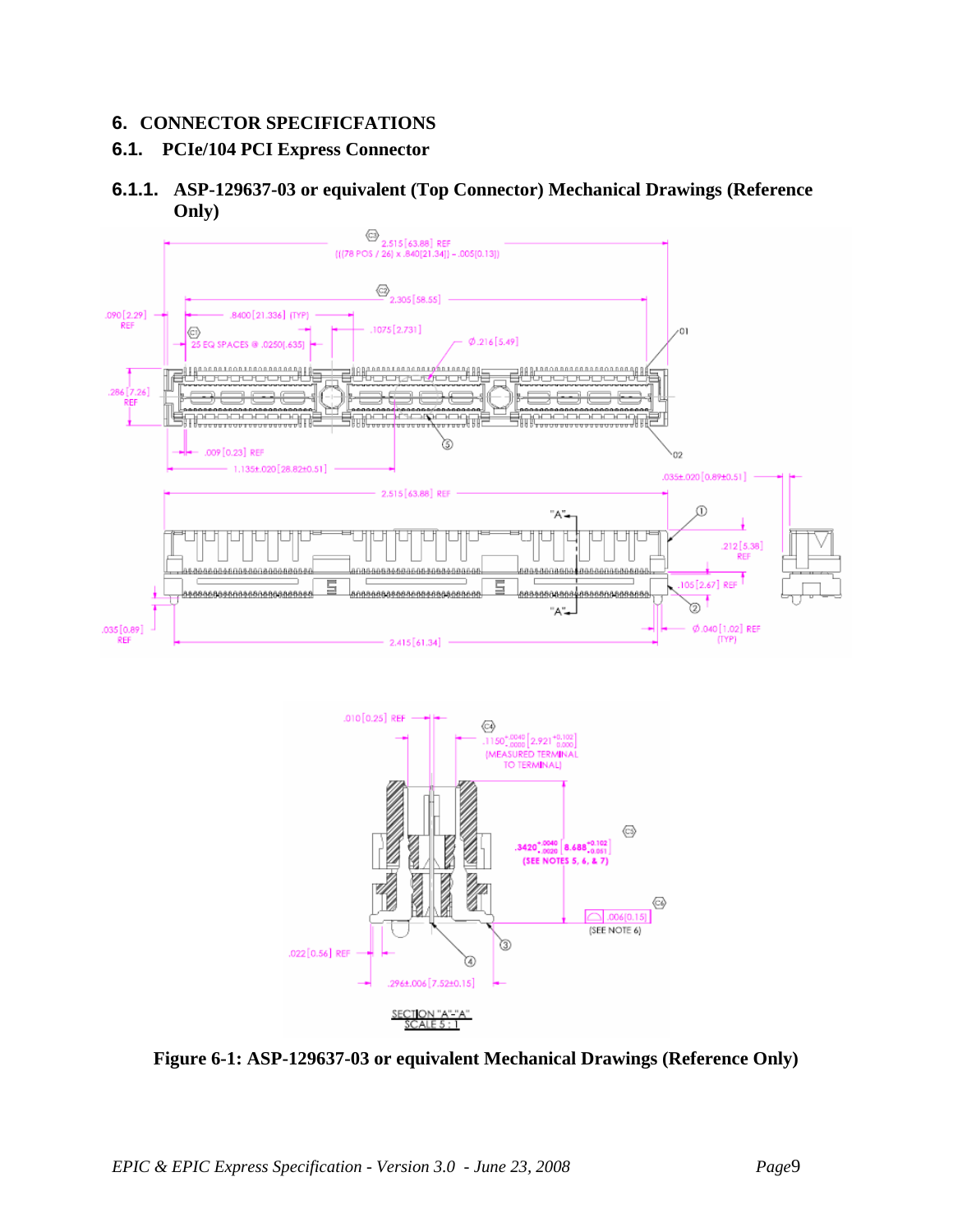# 6. CONNECTOR SPECIFICFATIONS

## 6.1. PCIe/104 PCI Express Connector

### 6.1.1. ASP-129637-03 or equivalent (Top Connector) Mechanical Drawings (Reference Only)

**Figure 6-1: ASP-129637-03 or equivalent Mechanical Drawings (Reference Only)**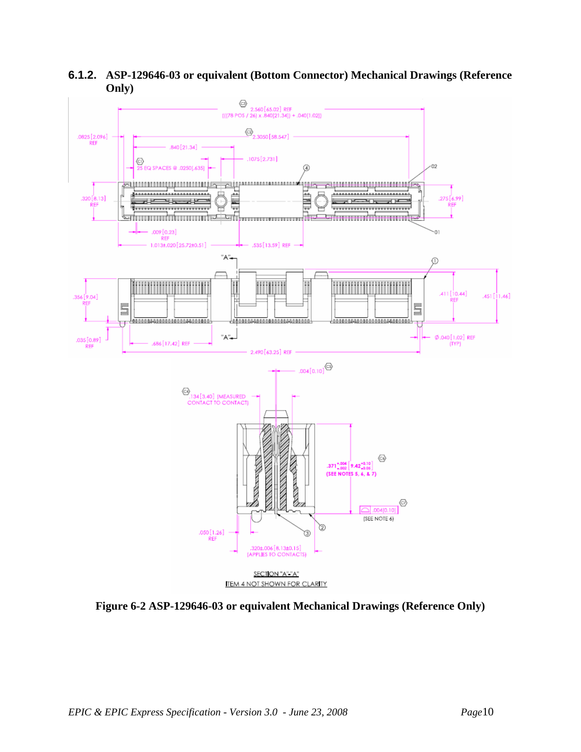### 6.1.2. ASP-129646-03 or equivalent (Bottom Connector) Mechanical Drawings (Reference Only)

**Figure 6-2 ASP-129646-03 or equivalent Mechanical Drawings (Reference Only)**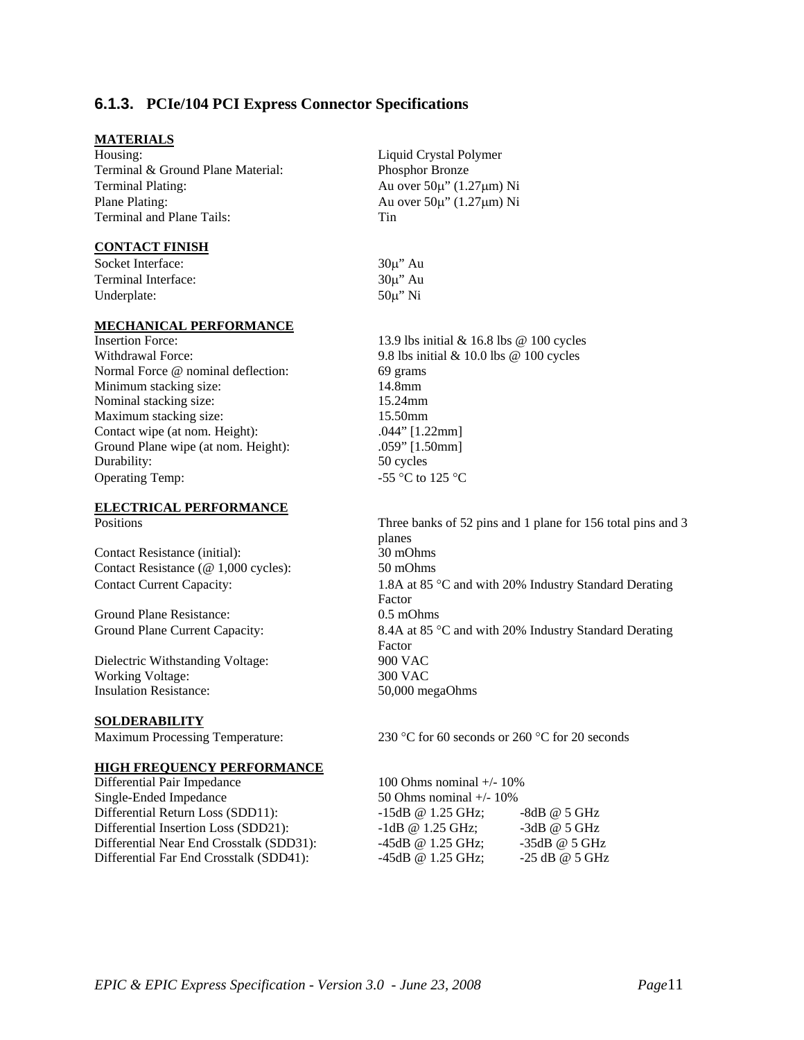### 6.1.3. PCIe/104 PCI Express Connector Specifications

**MATERIALS**

| | |
|---|---|
| Housing: | Liquid Crystal Polymer |
| Terminal & Ground Plane Material: | Phosphor Bronze |
| Terminal Plating: | Au over 50μ" (1.27μm) Ni |
| Plane Plating: | Au over 50μ" (1.27μm) Ni |
| Terminal and Plane Tails: | Tin |

**CONTACT FINISH**

| | |
|---|---|
| Socket Interface: | 30μ" Au |
| Terminal Interface: | 30μ" Au |
| Underplate: | 50μ" Ni |

**MECHANICAL PERFORMANCE**

| | |
|---|---|
| Insertion Force: | 13.9 lbs initial & 16.8 lbs @ 100 cycles |
| Withdrawal Force: | 9.8 lbs initial & 10.0 lbs @ 100 cycles |
| Normal Force @ nominal deflection: | 69 grams |
| Minimum stacking size: | 14.8mm |
| Nominal stacking size: | 15.24mm |
| Maximum stacking size: | 15.50mm |
| Contact wipe (at nom. Height): | .044" [1.22mm] |
| Ground Plane wipe (at nom. Height): | .059" [1.50mm] |
| Durability: | 50 cycles |
| Operating Temp: | -55 °C to 125 °C |

**ELECTRICAL PERFORMANCE**

| | |
|---|---|
| Positions | Three banks of 52 pins and 1 plane for 156 total pins and 3 planes |
| Contact Resistance (initial): | 30 mOhms |
| Contact Resistance (@ 1,000 cycles): | 50 mOhms |
| Contact Current Capacity: | 1.8A at 85 °C and with 20% Industry Standard Derating Factor |
| Ground Plane Resistance: | 0.5 mOhms |
| Ground Plane Current Capacity: | 8.4A at 85 °C and with 20% Industry Standard Derating Factor |
| Dielectric Withstanding Voltage: | 900 VAC |
| Working Voltage: | 300 VAC |
| Insulation Resistance: | 50,000 megaOhms |

**SOLDERABILITY**

| | |
|---|---|
| Maximum Processing Temperature: | 230 °C for 60 seconds or 260 °C for 20 seconds |

**HIGH FREQUENCY PERFORMANCE**

| | | |
|---|---|---|
| Differential Pair Impedance | 100 Ohms nominal +/- 10% | |
| Single-Ended Impedance | 50 Ohms nominal +/- 10% | |
| Differential Return Loss (SDD11): | -15dB @ 1.25 GHz; | -8dB @ 5 GHz |
| Differential Insertion Loss (SDD21): | -1dB @ 1.25 GHz; | -3dB @ 5 GHz |
| Differential Near End Crosstalk (SDD31): | -45dB @ 1.25 GHz; | -35dB @ 5 GHz |
| Differential Far End Crosstalk (SDD41): | -45dB @ 1.25 GHz; | -25 dB @ 5 GHz |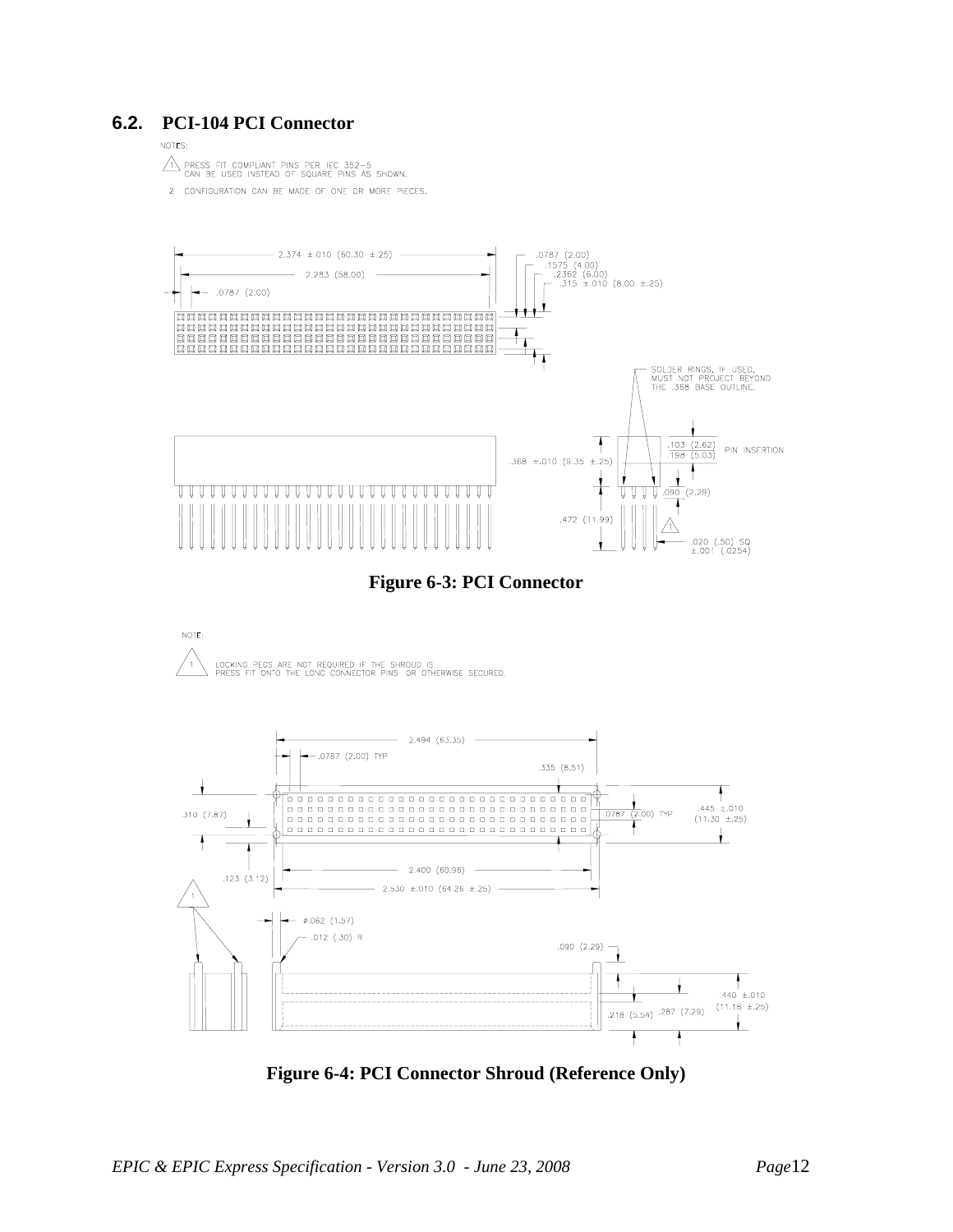## 6.2. PCI-104 PCI Connector

NOTES:

1. PRESS FIT COMPLIANT PINS PER IEC 352-5 CAN BE USED INSTEAD OF SQUARE PINS AS SHOWN.
2. CONFIGURATION CAN BE MADE OF ONE OR MORE PIECES.

2.374 ±.010 (60.30 ±.25)

2.283 (58.00)

.0787 (2.00)

.0787 (2.00)

.1575 (4.00)

.2362 (6.00)

.315 ±.010 (8.00 ±.25)

SOLDER RINGS, IF USED, MUST NOT PROJECT BEYOND THE .368 BASE OUTLINE.

.103 (2.62)

.198 (5.03)

PIN INSERTION

.368 ±.010 (9.35 ±.25)

.090 (2.29)

.472 (11.99)

.020 (.50) SQ ±.001 (.0254)

**Figure 6-3: PCI Connector**

NOTE:

1. LOCKING PEGS ARE NOT REQUIRED IF THE SHROUD IS PRESS FIT ONTO THE LONG CONNECTOR PINS OR OTHERWISE SECURED.

2.494 (63.35)

.0787 (2.00) TYP

.335 (8.51)

.310 (7.87)

.0787 (2.00) TYP

.445 ±.010 (11.30 ±.25)

2.400 (60.96)

.123 (3.12)

2.530 ±.010 (64.26 ±.25)

⌀.062 (1.57)

.012 (.30) R

.090 (2.29)

.440 ±.010 (11.18 ±.25)

.218 (5.54)

.287 (7.29)

**Figure 6-4: PCI Connector Shroud (Reference Only)**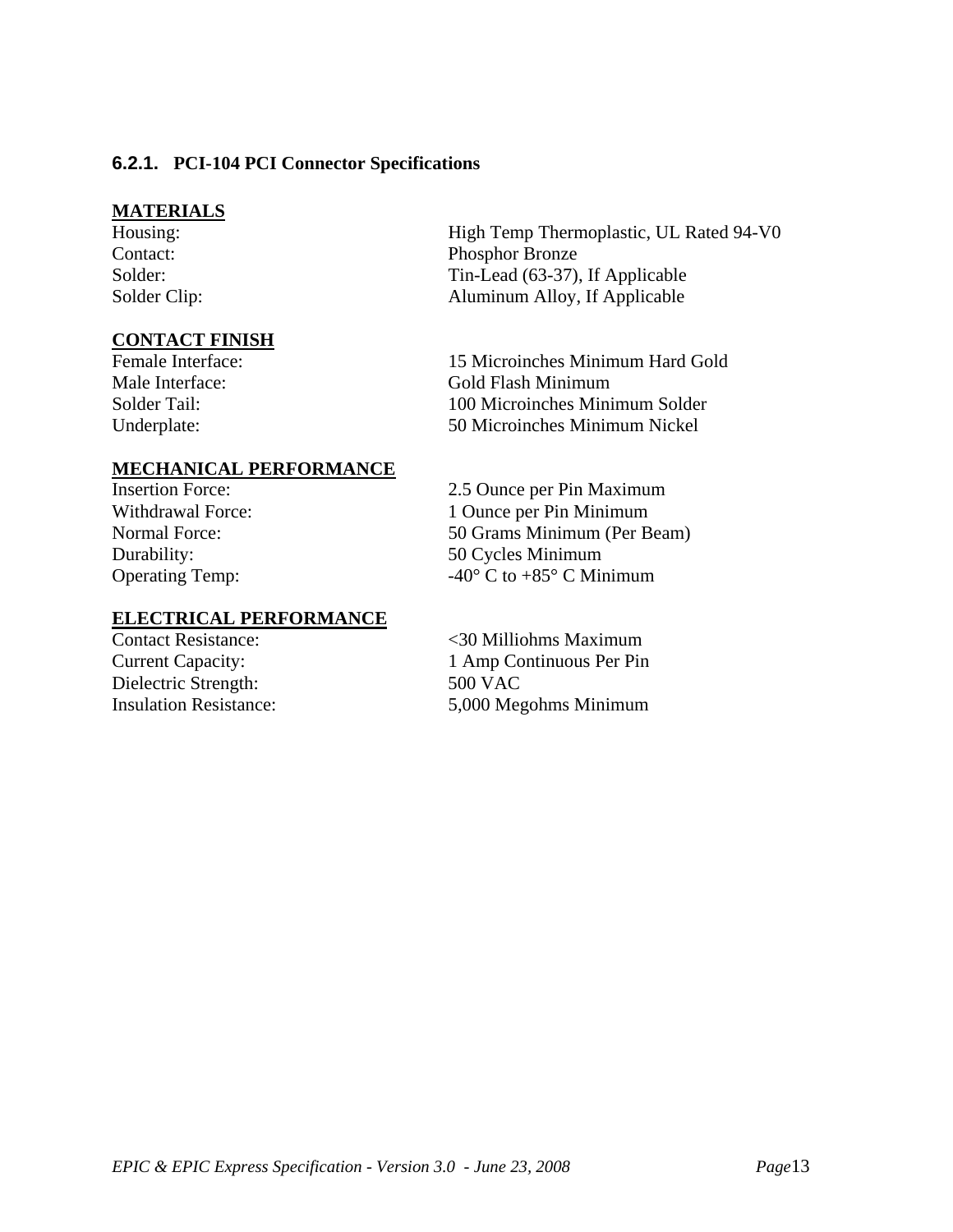### 6.2.1. PCI-104 PCI Connector Specifications

**MATERIALS**

| | |
|---|---|
| Housing: | High Temp Thermoplastic, UL Rated 94-V0 |
| Contact: | Phosphor Bronze |
| Solder: | Tin-Lead (63-37), If Applicable |
| Solder Clip: | Aluminum Alloy, If Applicable |

**CONTACT FINISH**

| | |
|---|---|
| Female Interface: | 15 Microinches Minimum Hard Gold |
| Male Interface: | Gold Flash Minimum |
| Solder Tail: | 100 Microinches Minimum Solder |
| Underplate: | 50 Microinches Minimum Nickel |

**MECHANICAL PERFORMANCE**

| | |
|---|---|
| Insertion Force: | 2.5 Ounce per Pin Maximum |
| Withdrawal Force: | 1 Ounce per Pin Minimum |
| Normal Force: | 50 Grams Minimum (Per Beam) |
| Durability: | 50 Cycles Minimum |
| Operating Temp: | -40° C to +85° C Minimum |

**ELECTRICAL PERFORMANCE**

| | |
|---|---|
| Contact Resistance: | <30 Milliohms Maximum |
| Current Capacity: | 1 Amp Continuous Per Pin |
| Dielectric Strength: | 500 VAC |
| Insulation Resistance: | 5,000 Megohms Minimum |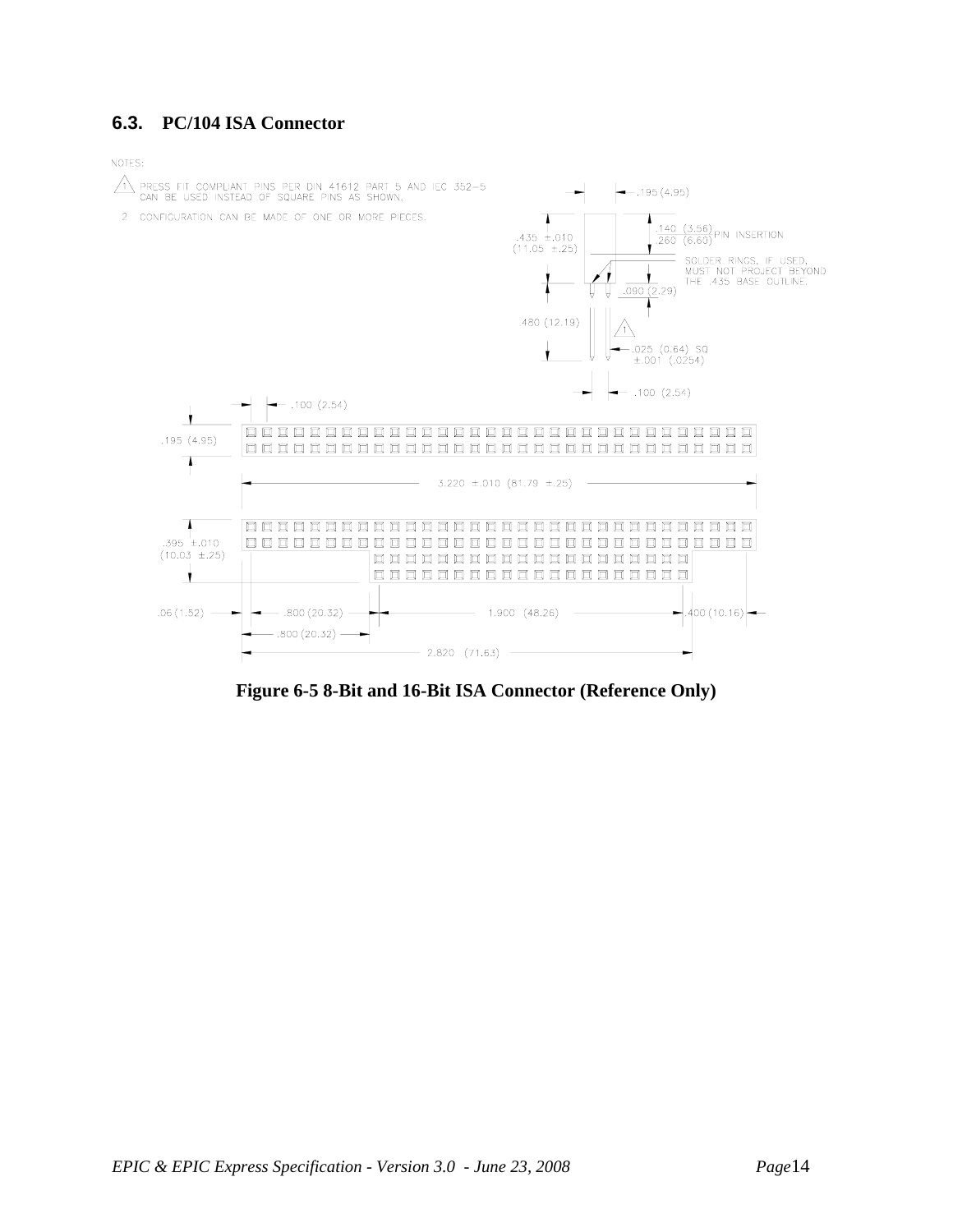## 6.3. PC/104 ISA Connector

NOTES:

1. PRESS FIT COMPLIANT PINS PER DIN 41612 PART 5 AND IEC 352-5 CAN BE USED INSTEAD OF SQUARE PINS AS SHOWN.
2. CONFIGURATION CAN BE MADE OF ONE OR MORE PIECES.

**Figure 6-5 8-Bit and 16-Bit ISA Connector (Reference Only)**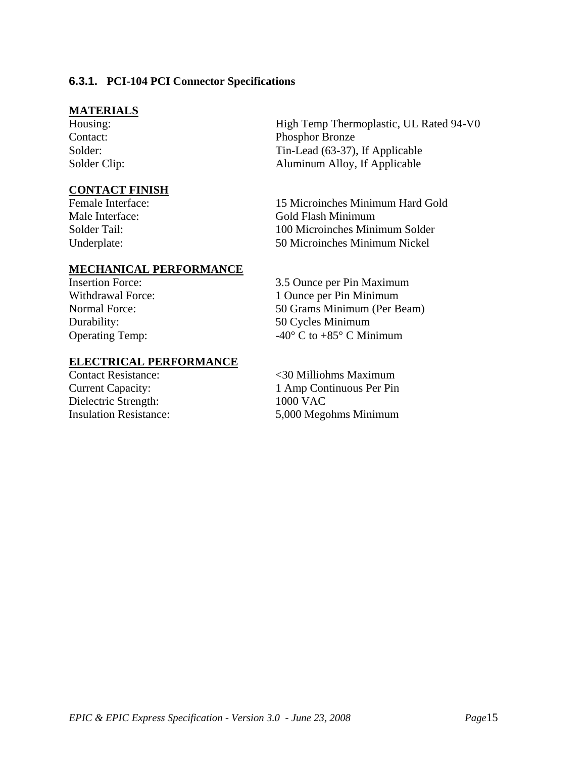### 6.3.1. PCI-104 PCI Connector Specifications

**MATERIALS**

| | |
|---|---|
| Housing: | High Temp Thermoplastic, UL Rated 94-V0 |
| Contact: | Phosphor Bronze |
| Solder: | Tin-Lead (63-37), If Applicable |
| Solder Clip: | Aluminum Alloy, If Applicable |

**CONTACT FINISH**

| | |
|---|---|
| Female Interface: | 15 Microinches Minimum Hard Gold |
| Male Interface: | Gold Flash Minimum |
| Solder Tail: | 100 Microinches Minimum Solder |
| Underplate: | 50 Microinches Minimum Nickel |

**MECHANICAL PERFORMANCE**

| | |
|---|---|
| Insertion Force: | 3.5 Ounce per Pin Maximum |
| Withdrawal Force: | 1 Ounce per Pin Minimum |
| Normal Force: | 50 Grams Minimum (Per Beam) |
| Durability: | 50 Cycles Minimum |
| Operating Temp: | -40° C to +85° C Minimum |

**ELECTRICAL PERFORMANCE**

| | |
|---|---|
| Contact Resistance: | <30 Milliohms Maximum |
| Current Capacity: | 1 Amp Continuous Per Pin |
| Dielectric Strength: | 1000 VAC |
| Insulation Resistance: | 5,000 Megohms Minimum |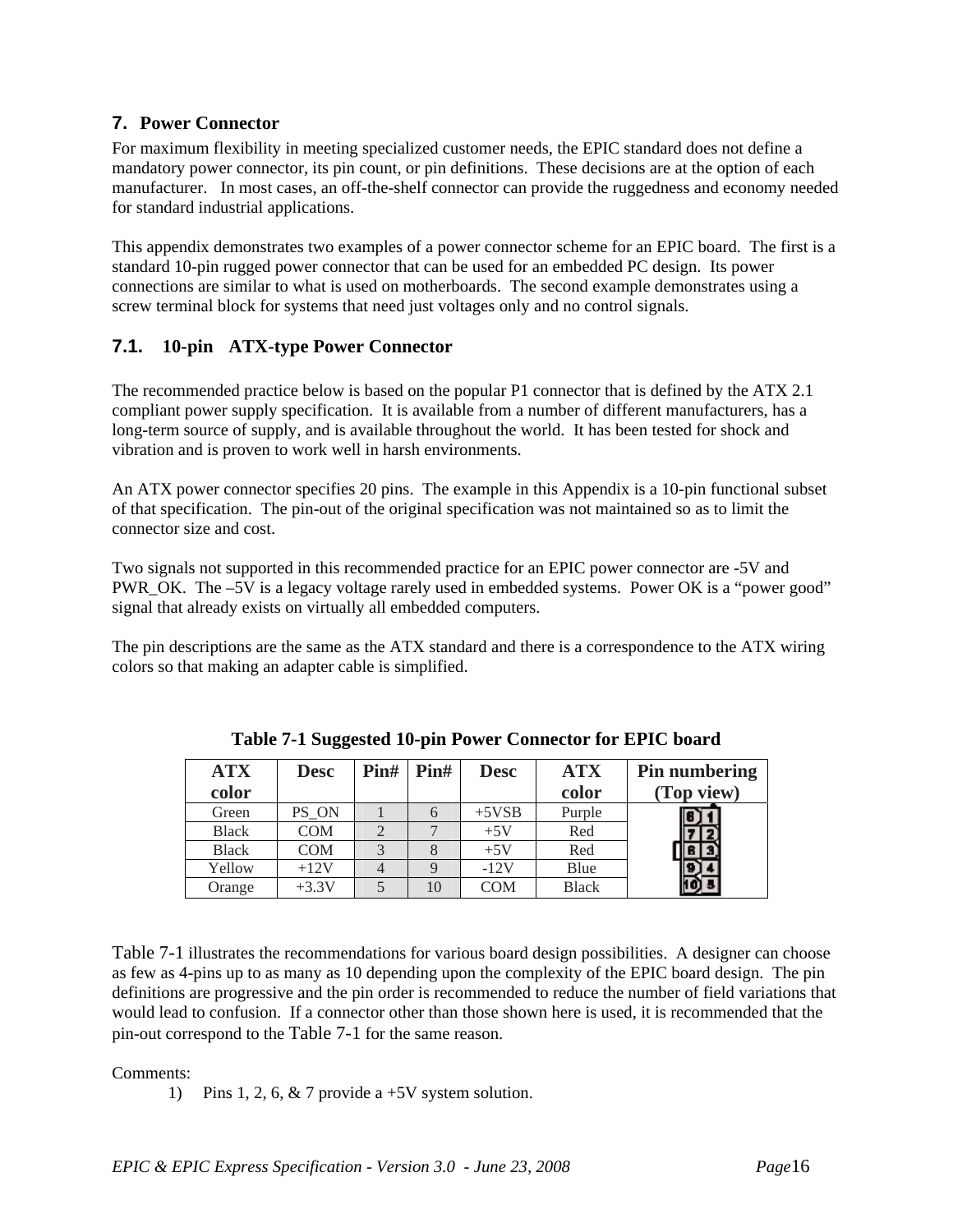## 7. Power Connector

For maximum flexibility in meeting specialized customer needs, the EPIC standard does not define a mandatory power connector, its pin count, or pin definitions. These decisions are at the option of each manufacturer. In most cases, an off-the-shelf connector can provide the ruggedness and economy needed for standard industrial applications.

This appendix demonstrates two examples of a power connector scheme for an EPIC board. The first is a standard 10-pin rugged power connector that can be used for an embedded PC design. Its power connections are similar to what is used on motherboards. The second example demonstrates using a screw terminal block for systems that need just voltages only and no control signals.

### 7.1. 10-pin ATX-type Power Connector

The recommended practice below is based on the popular P1 connector that is defined by the ATX 2.1 compliant power supply specification. It is available from a number of different manufacturers, has a long-term source of supply, and is available throughout the world. It has been tested for shock and vibration and is proven to work well in harsh environments.

An ATX power connector specifies 20 pins. The example in this Appendix is a 10-pin functional subset of that specification. The pin-out of the original specification was not maintained so as to limit the connector size and cost.

Two signals not supported in this recommended practice for an EPIC power connector are -5V and PWR_OK. The –5V is a legacy voltage rarely used in embedded systems. Power OK is a “power good” signal that already exists on virtually all embedded computers.

The pin descriptions are the same as the ATX standard and there is a correspondence to the ATX wiring colors so that making an adapter cable is simplified.

**Table 7-1 Suggested 10-pin Power Connector for EPIC board**

| ATX color | Desc | Pin# | Pin# | Desc | ATX color | Pin numbering (Top view) |
|---|---|---|---|---|---|---|
| Green | PS_ON | 1 | 6 | +5VSB | Purple | |
| Black | COM | 2 | 7 | +5V | Red | |
| Black | COM | 3 | 8 | +5V | Red | |
| Yellow | +12V | 4 | 9 | -12V | Blue | |
| Orange | +3.3V | 5 | 10 | COM | Black | |

Table 7-1 illustrates the recommendations for various board design possibilities. A designer can choose as few as 4-pins up to as many as 10 depending upon the complexity of the EPIC board design. The pin definitions are progressive and the pin order is recommended to reduce the number of field variations that would lead to confusion. If a connector other than those shown here is used, it is recommended that the pin-out correspond to the Table 7-1 for the same reason.

Comments:

1) Pins 1, 2, 6, & 7 provide a +5V system solution.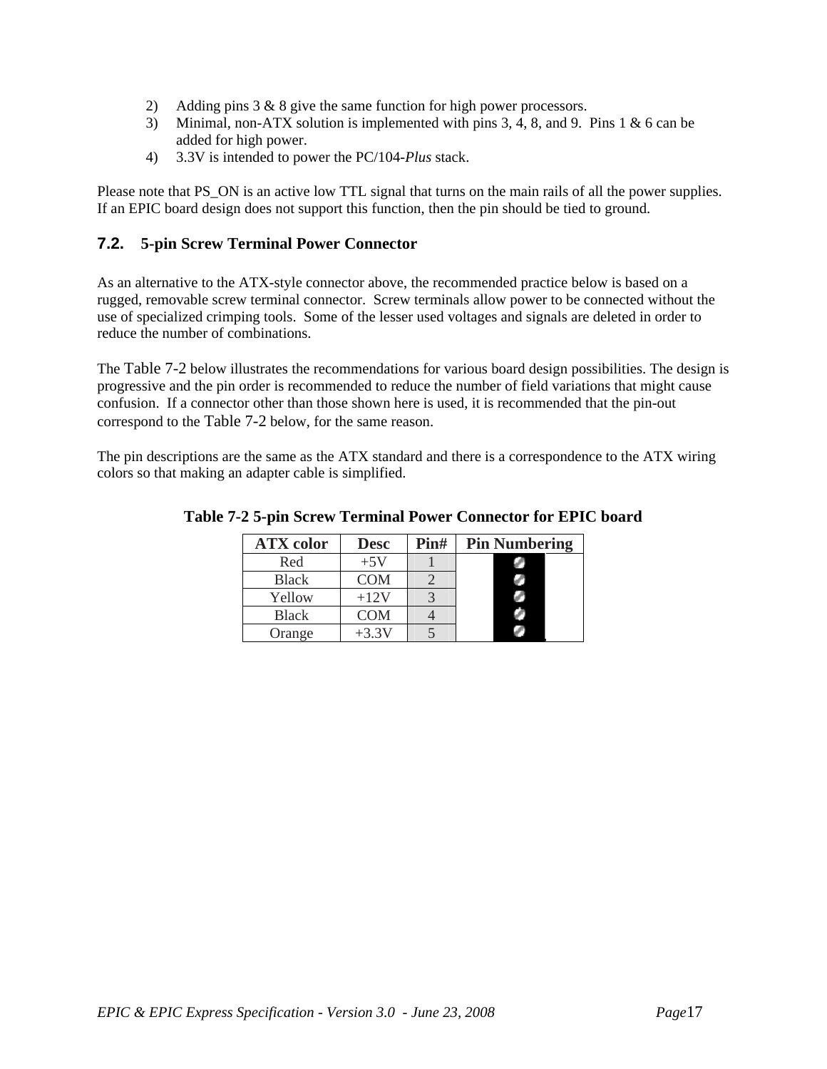2) Adding pins 3 & 8 give the same function for high power processors.
3) Minimal, non-ATX solution is implemented with pins 3, 4, 8, and 9. Pins 1 & 6 can be added for high power.
4) 3.3V is intended to power the PC/104-*Plus* stack.

Please note that PS_ON is an active low TTL signal that turns on the main rails of all the power supplies. If an EPIC board design does not support this function, then the pin should be tied to ground.

## 7.2. 5-pin Screw Terminal Power Connector

As an alternative to the ATX-style connector above, the recommended practice below is based on a rugged, removable screw terminal connector. Screw terminals allow power to be connected without the use of specialized crimping tools. Some of the lesser used voltages and signals are deleted in order to reduce the number of combinations.

The Table 7-2 below illustrates the recommendations for various board design possibilities. The design is progressive and the pin order is recommended to reduce the number of field variations that might cause confusion. If a connector other than those shown here is used, it is recommended that the pin-out correspond to the Table 7-2 below, for the same reason.

The pin descriptions are the same as the ATX standard and there is a correspondence to the ATX wiring colors so that making an adapter cable is simplified.

**Table 7-2 5-pin Screw Terminal Power Connector for EPIC board**

| ATX color | Desc | Pin# | Pin Numbering |
|---|---|---|---|
| Red | +5V | 1 | |
| Black | COM | 2 | |
| Yellow | +12V | 3 | |
| Black | COM | 4 | |
| Orange | +3.3V | 5 | |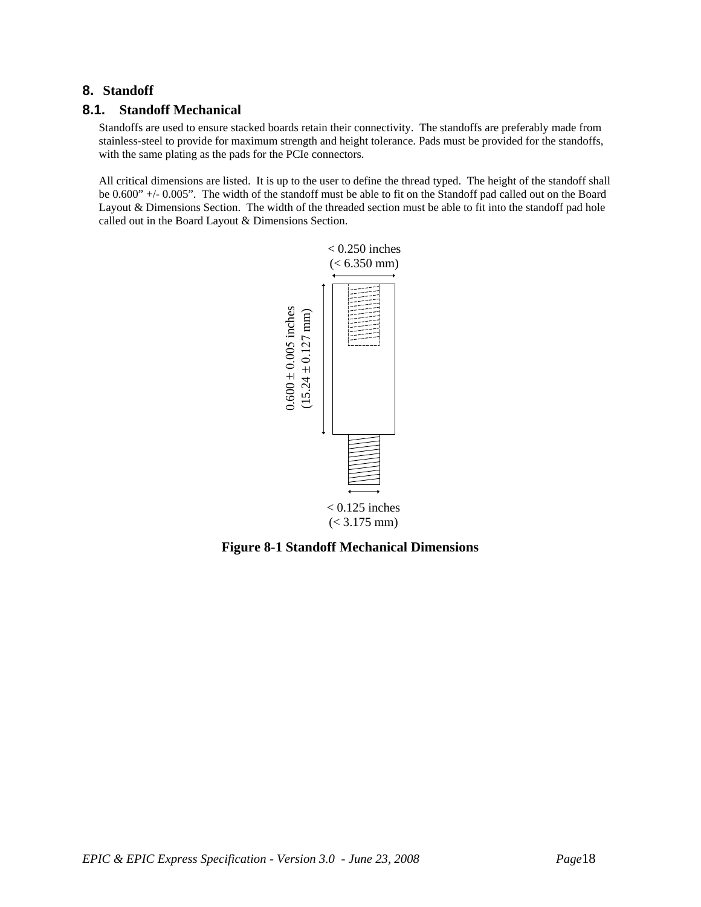# 8. Standoff

## 8.1. Standoff Mechanical

Standoffs are used to ensure stacked boards retain their connectivity. The standoffs are preferably made from stainless-steel to provide for maximum strength and height tolerance. Pads must be provided for the standoffs, with the same plating as the pads for the PCIe connectors.

All critical dimensions are listed. It is up to the user to define the thread typed. The height of the standoff shall be 0.600" +/- 0.005". The width of the standoff must be able to fit on the Standoff pad called out on the Board Layout & Dimensions Section. The width of the threaded section must be able to fit into the standoff pad hole called out in the Board Layout & Dimensions Section.

< 0.250 inches
(< 6.350 mm)

0.600 ± 0.005 inches
(15.24 ± 0.127 mm)

< 0.125 inches
(< 3.175 mm)

**Figure 8-1 Standoff Mechanical Dimensions**